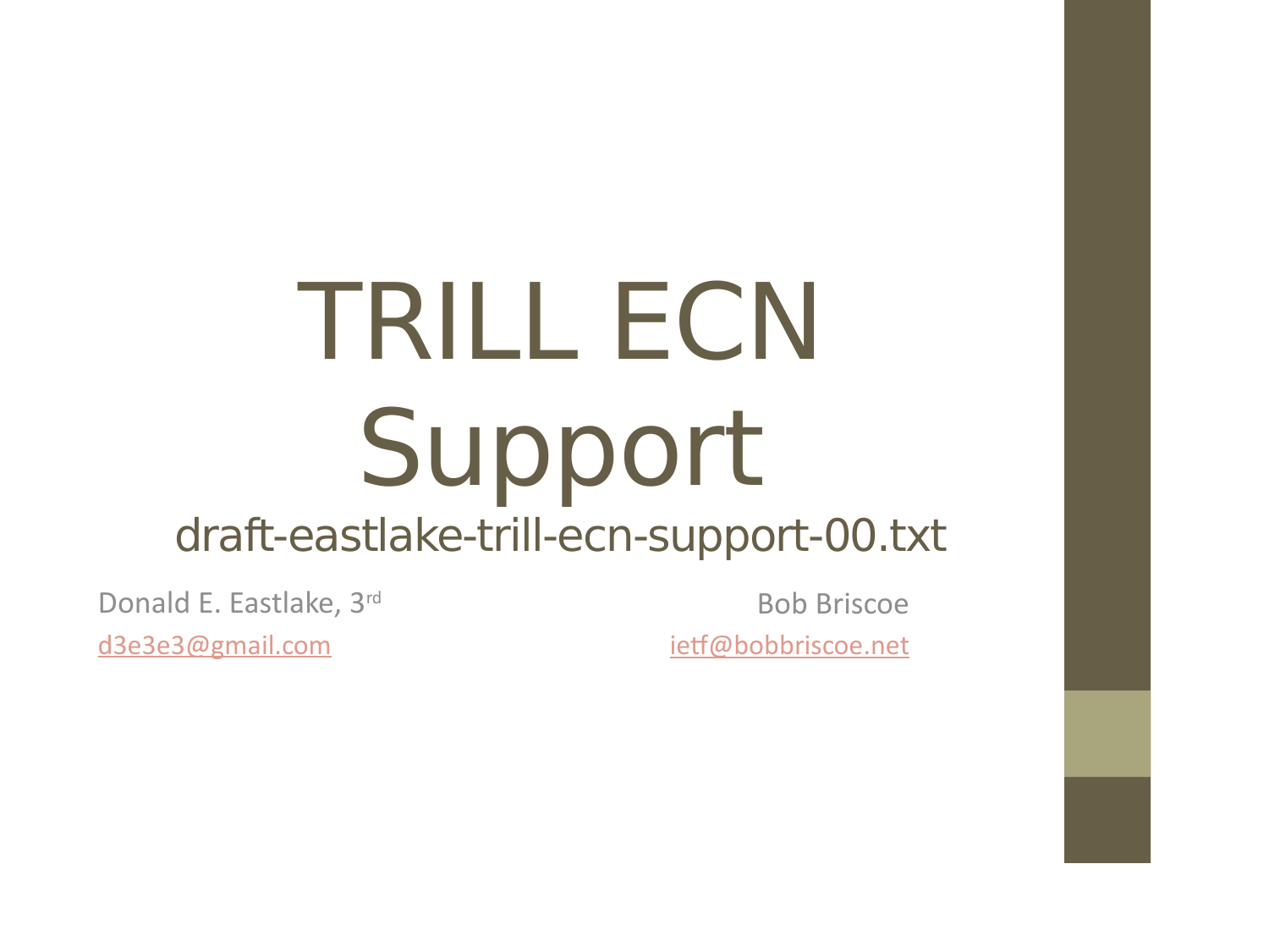# TRILL ECN Support

draft-eastlake-trill-ecn-support-00.txt

Donald E. Eastlake, 3rd
d3e3e3@gmail.com

Bob Briscoe
ietf@bobbriscoe.net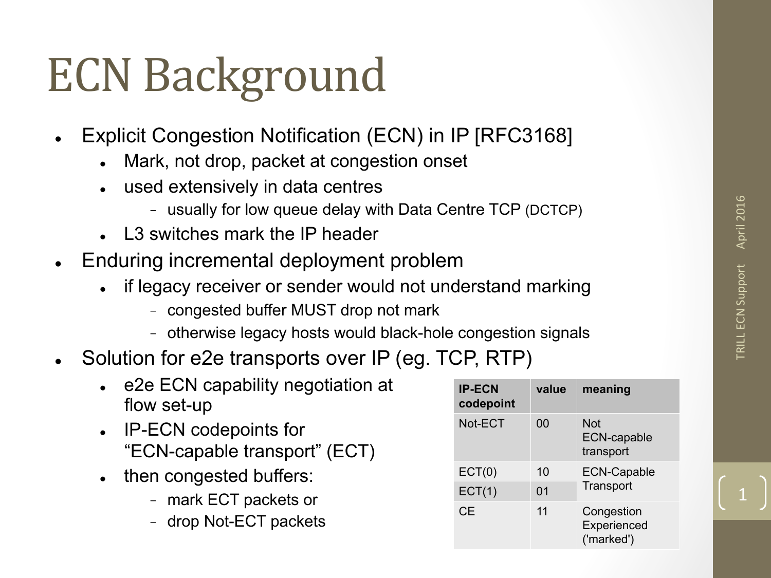# ECN Background

- Explicit Congestion Notification (ECN) in IP [RFC3168]
  - Mark, not drop, packet at congestion onset
  - used extensively in data centres
    - usually for low queue delay with Data Centre TCP (DCTCP)
  - L3 switches mark the IP header
- Enduring incremental deployment problem
  - if legacy receiver or sender would not understand marking
    - congested buffer MUST drop not mark
    - otherwise legacy hosts would black-hole congestion signals
- Solution for e2e transports over IP (eg. TCP, RTP)
  - e2e ECN capability negotiation at flow set-up
  - IP-ECN codepoints for "ECN-capable transport" (ECT)
  - then congested buffers:
    - mark ECT packets or
    - drop Not-ECT packets

| IP-ECN codepoint | value | meaning |
|---|---|---|
| Not-ECT | 00 | Not ECN-capable transport |
| ECT(0) | 10 | ECN-Capable Transport |
| ECT(1) | 01 | |
| CE | 11 | Congestion Experienced ('marked') |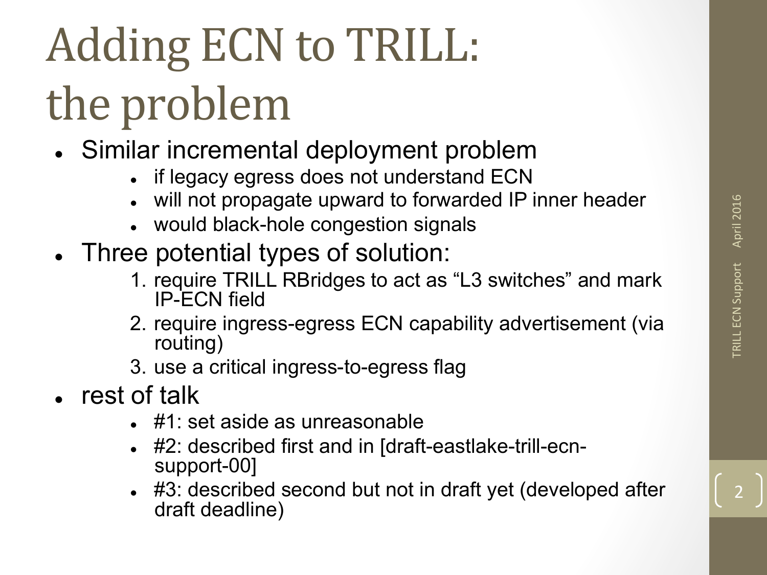# Adding ECN to TRILL: the problem

- Similar incremental deployment problem
  - if legacy egress does not understand ECN
  - will not propagate upward to forwarded IP inner header
  - would black-hole congestion signals
- Three potential types of solution:
  1. require TRILL RBridges to act as "L3 switches" and mark IP-ECN field
  2. require ingress-egress ECN capability advertisement (via routing)
  3. use a critical ingress-to-egress flag
- rest of talk
  - #1: set aside as unreasonable
  - #2: described first and in [draft-eastlake-trill-ecn-support-00]
  - #3: described second but not in draft yet (developed after draft deadline)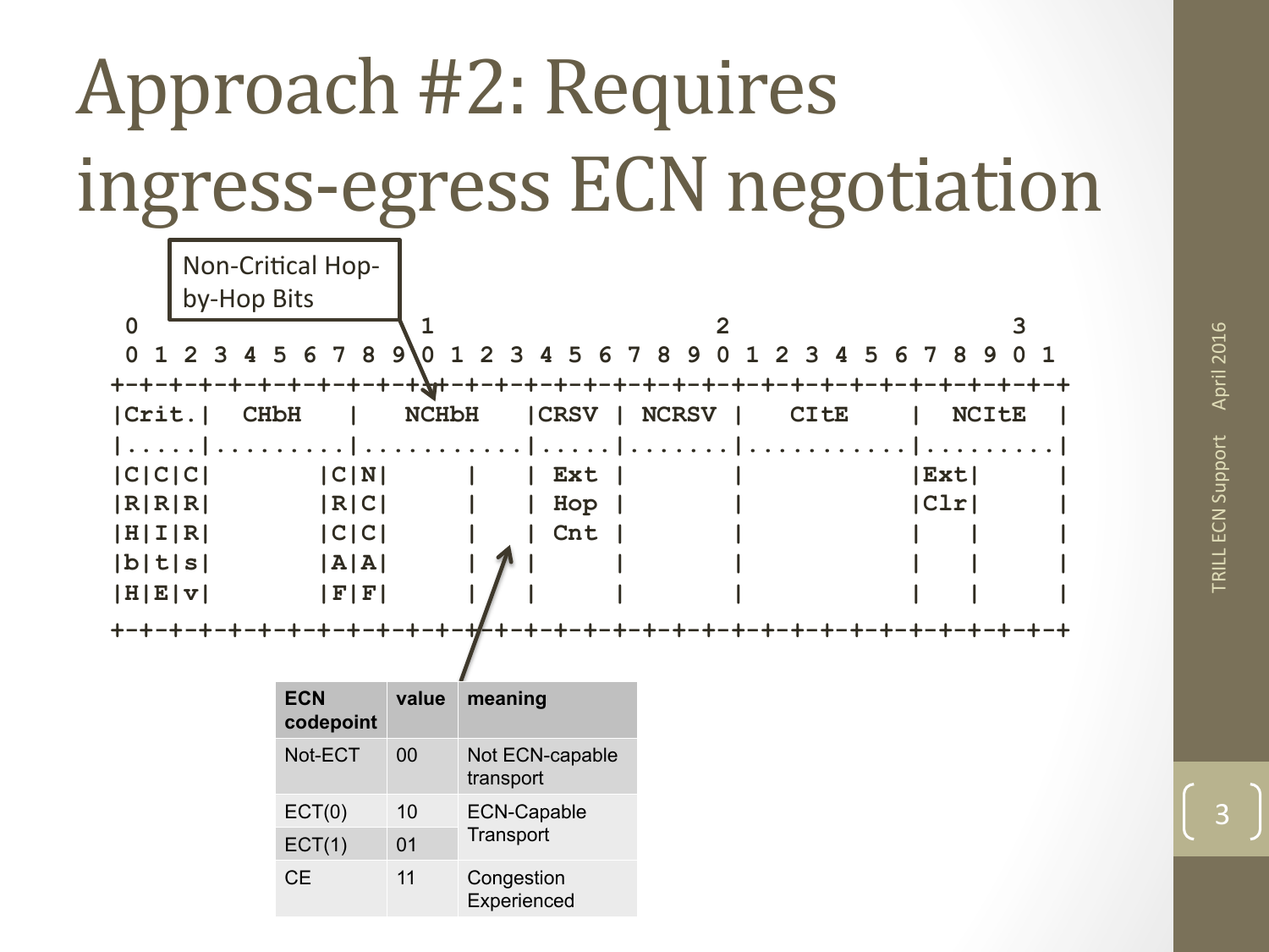# Approach #2: Requires ingress-egress ECN negotiation

Non-Critical Hop-by-Hop Bits

```
 0                   1                   2                   3
 0 1 2 3 4 5 6 7 8 9 0 1 2 3 4 5 6 7 8 9 0 1 2 3 4 5 6 7 8 9 0 1
+-+-+-+-+-+-+-+-+-+-+-+-+-+-+-+-+-+-+-+-+-+-+-+-+-+-+-+-+-+-+-+-+
|Crit.|  CHbH   |   NCHbH     |CRSV | NCRSV |   CItE    |  NCItE  |
|.....|.........|.............|.....|.......|...........|.........|
|C|C|C|       |C|N|      |    | Ext |       |           |Ext|     |
|R|R|R|       |R|C|      |    | Hop |       |           |Clr|     |
|H|I|R|       |C|C|      |    | Cnt |       |           |   |     |
|b|t|s|       |A|A|      |    |     |       |           |   |     |
|H|E|v|       |F|F|      |    |     |       |           |   |     |
+-+-+-+-+-+-+-+-+-+-+-+-+-+-+-+-+-+-+-+-+-+-+-+-+-+-+-+-+-+-+-+-+
```

| ECN codepoint | value | meaning |
|---|---|---|
| Not-ECT | 00 | Not ECN-capable transport |
| ECT(0) | 10 | ECN-Capable Transport |
| ECT(1) | 01 | |
| CE | 11 | Congestion Experienced |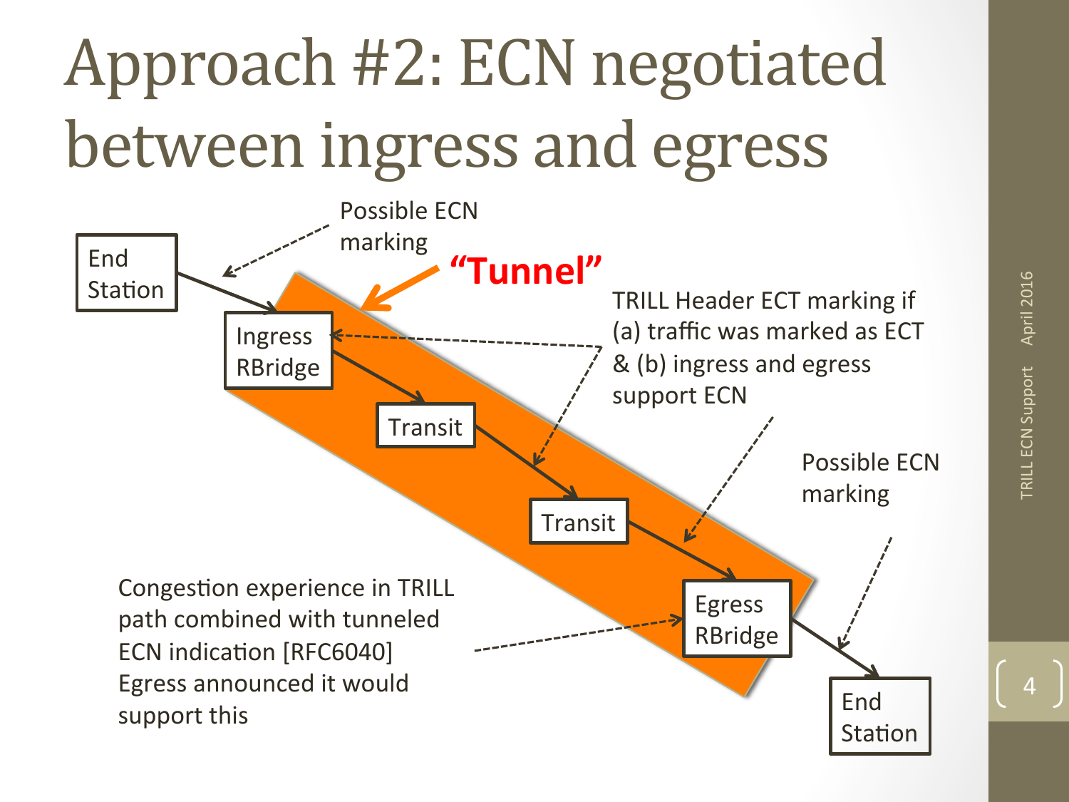# Approach #2: ECN negotiated between ingress and egress

End Station

Ingress RBridge

Transit

Transit

Egress RBridge

End Station

"Tunnel"

Possible ECN marking

TRILL Header ECT marking if (a) traffic was marked as ECT & (b) ingress and egress support ECN

Possible ECN marking

Congestion experience in TRILL path combined with tunneled ECN indication [RFC6040] Egress announced it would support this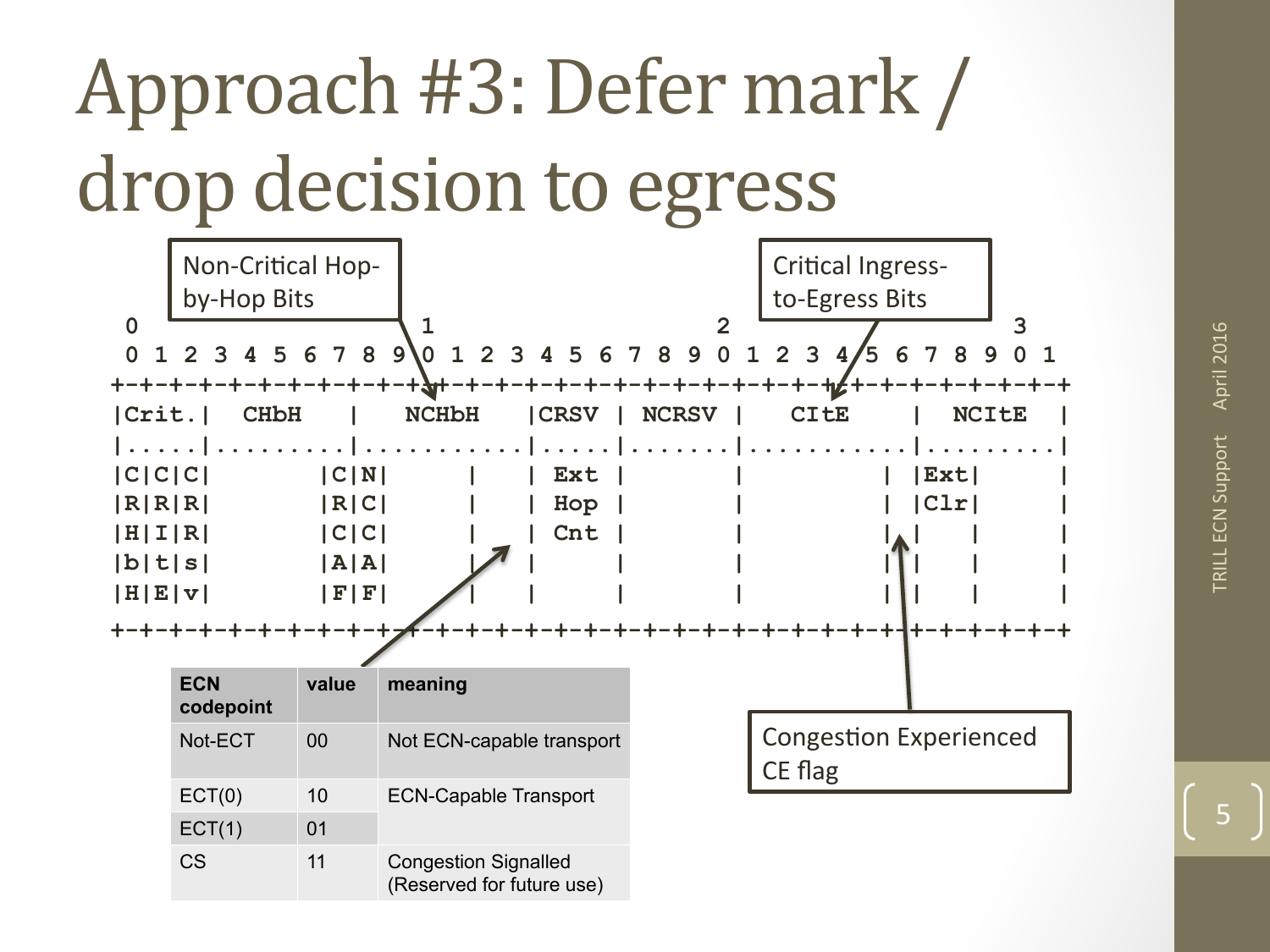# Approach #3: Defer mark / drop decision to egress

Non-Critical Hop-by-Hop Bits

Critical Ingress-to-Egress Bits

```
 0                   1                   2                   3
 0 1 2 3 4 5 6 7 8 9 0 1 2 3 4 5 6 7 8 9 0 1 2 3 4 5 6 7 8 9 0 1
+-+-+-+-+-+-+-+-+-+-+-+-+-+-+-+-+-+-+-+-+-+-+-+-+-+-+-+-+-+-+-+-+
|Crit.|  CHbH   |   NCHbH     |CRSV | NCRSV |   CItE     |  NCItE  |
|.....|.........|.............|.....|.......|............|.........|
|C|C|C|       |C|N|       |   | Ext |       |          | |Ext|     |
|R|R|R|       |R|C|       |   | Hop |       |          | |Clr|     |
|H|I|R|       |C|C|       |   | Cnt |       |          | |   |     |
|b|t|s|       |A|A|       |   |     |       |          | |   |     |
|H|E|v|       |F|F|       |   |     |       |          | |   |     |
+-+-+-+-+-+-+-+-+-+-+-+-+-+-+-+-+-+-+-+-+-+-+-+-+-+-+-+-+-+-+-+-+
```

| ECN codepoint | value | meaning |
|---|---|---|
| Not-ECT | 00 | Not ECN-capable transport |
| ECT(0) | 10 | ECN-Capable Transport |
| ECT(1) | 01 | |
| CS | 11 | Congestion Signalled (Reserved for future use) |

Congestion Experienced CE flag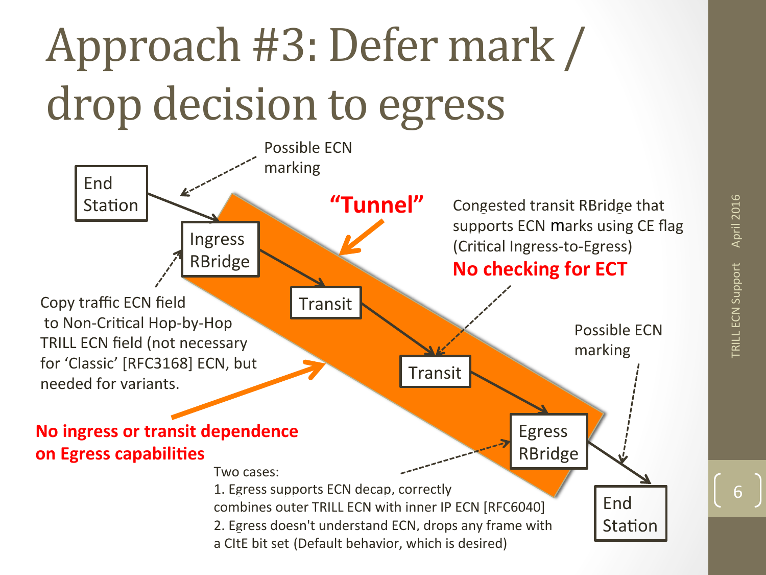# Approach #3: Defer mark / drop decision to egress

End Station

Possible ECN marking

Ingress RBridge

"Tunnel"

Congested transit RBridge that supports ECN marks using CE flag (Critical Ingress-to-Egress)

**No checking for ECT**

Transit

Transit

Copy traffic ECN field to Non-Critical Hop-by-Hop TRILL ECN field (not necessary for 'Classic' [RFC3168] ECN, but needed for variants.

Possible ECN marking

Egress RBridge

**No ingress or transit dependence on Egress capabilities**

Two cases:

1. Egress supports ECN decap, correctly combines outer TRILL ECN with inner IP ECN [RFC6040]
2. Egress doesn't understand ECN, drops any frame with a CItE bit set (Default behavior, which is desired)

End Station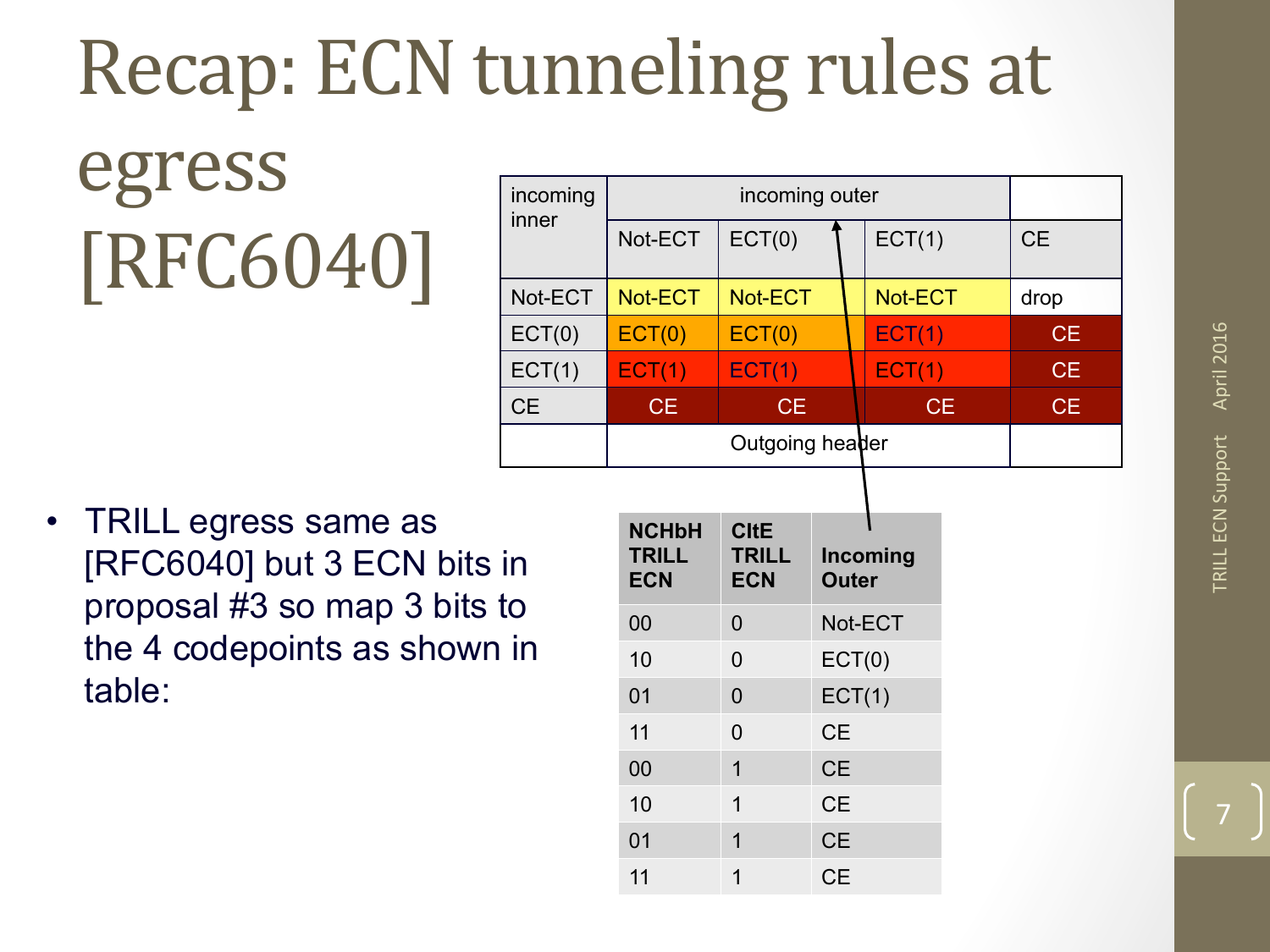# Recap: ECN tunneling rules at egress [RFC6040]

| incoming inner | incoming outer | | | |
|---|---|---|---|---|
| | Not-ECT | ECT(0) | ECT(1) | CE |
| Not-ECT | Not-ECT | Not-ECT | Not-ECT | drop |
| ECT(0) | ECT(0) | ECT(0) | ECT(1) | CE |
| ECT(1) | ECT(1) | ECT(1) | ECT(1) | CE |
| CE | CE | CE | CE | CE |
| | Outgoing header | | | |

- TRILL egress same as [RFC6040] but 3 ECN bits in proposal #3 so map 3 bits to the 4 codepoints as shown in table:

| NCHbH TRILL ECN | CItE TRILL ECN | Incoming Outer |
|---|---|---|
| 00 | 0 | Not-ECT |
| 10 | 0 | ECT(0) |
| 01 | 0 | ECT(1) |
| 11 | 0 | CE |
| 00 | 1 | CE |
| 10 | 1 | CE |
| 01 | 1 | CE |
| 11 | 1 | CE |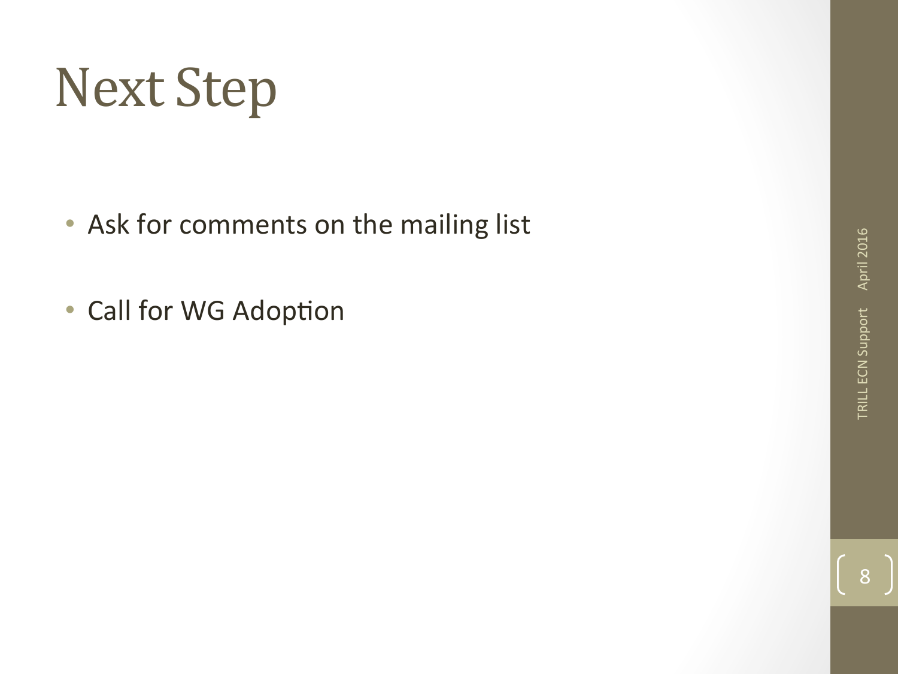# Next Step

- Ask for comments on the mailing list
- Call for WG Adoption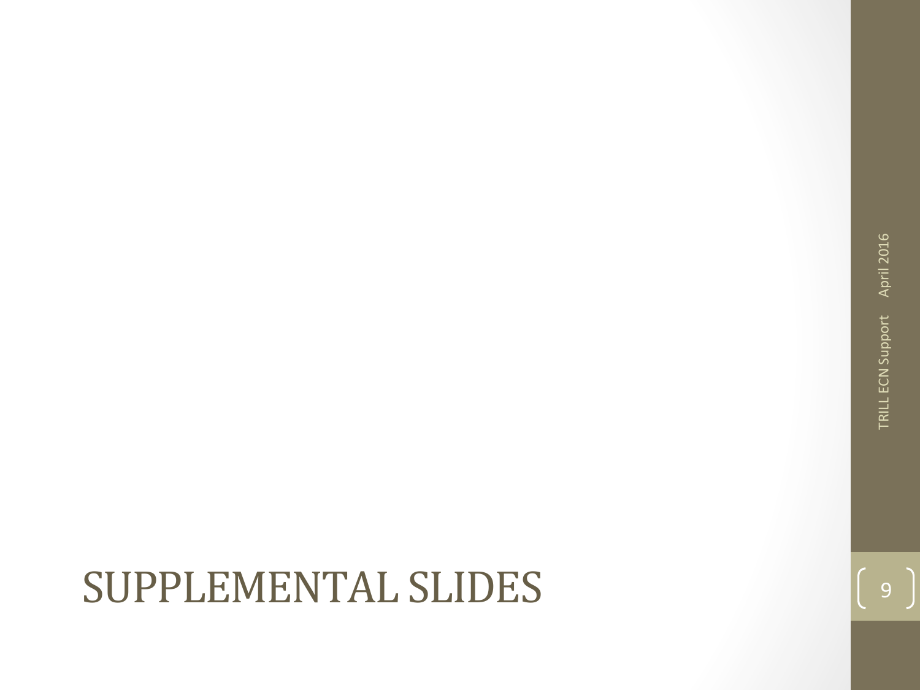# SUPPLEMENTAL SLIDES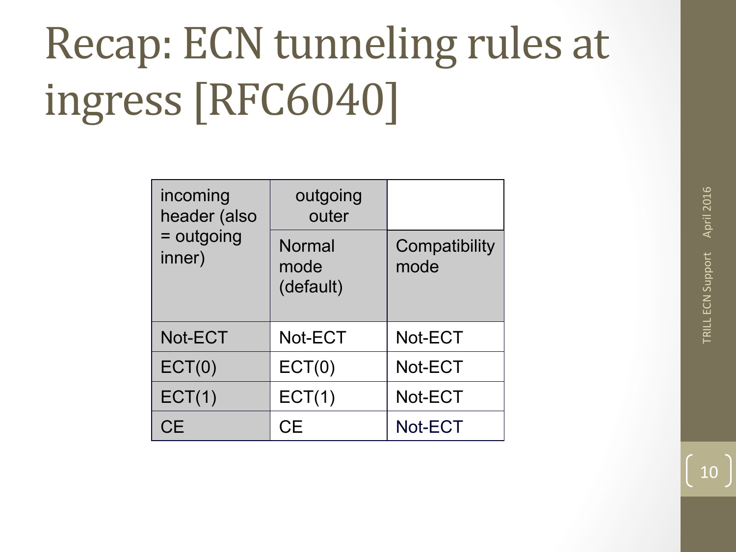# Recap: ECN tunneling rules at ingress [RFC6040]

| incoming header (also = outgoing inner) | outgoing outer | |
|---|---|---|
| | Normal mode (default) | Compatibility mode |
| Not-ECT | Not-ECT | Not-ECT |
| ECT(0) | ECT(0) | Not-ECT |
| ECT(1) | ECT(1) | Not-ECT |
| CE | CE | Not-ECT |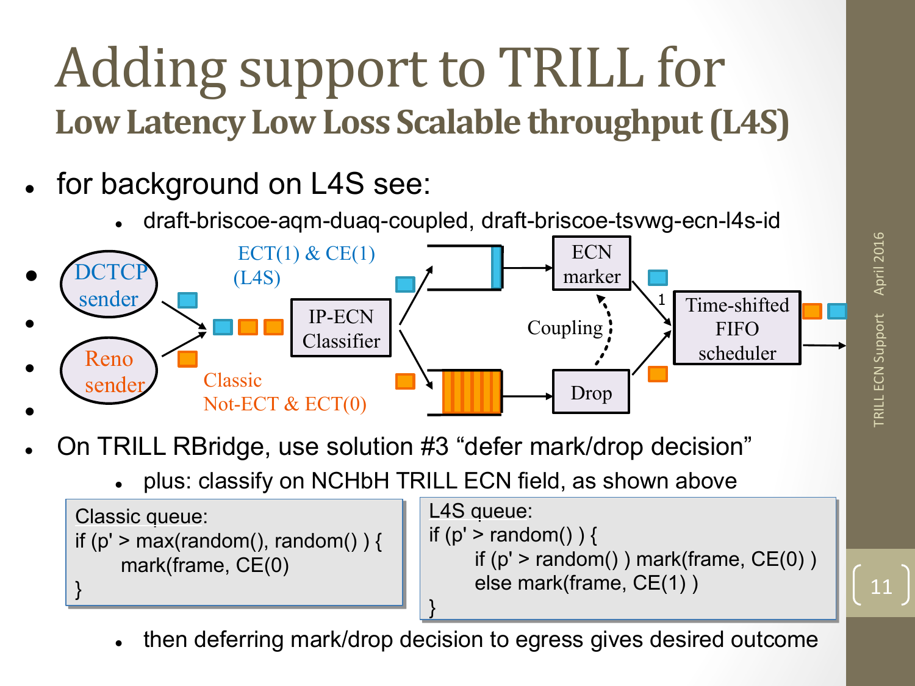# Adding support to TRILL for

## Low Latency Low Loss Scalable throughput (L4S)

- for background on L4S see:
  - draft-briscoe-aqm-duaq-coupled, draft-briscoe-tsvwg-ecn-l4s-id

DCTCP sender

Reno sender

ECT(1) & CE(1)
(L4S)

Classic
Not-ECT & ECT(0)

IP-ECN Classifier

ECN marker

Coupling

Drop

1

Time-shifted FIFO scheduler

- On TRILL RBridge, use solution #3 "defer mark/drop decision"
  - plus: classify on NCHbH TRILL ECN field, as shown above

```
Classic queue:
if (p' > max(random(), random() ) {
      mark(frame, CE(0)
}
```

```
L4S queue:
if (p' > random() ) {
      if (p' > random() ) mark(frame, CE(0) )
      else mark(frame, CE(1) )
}
```

  - then deferring mark/drop decision to egress gives desired outcome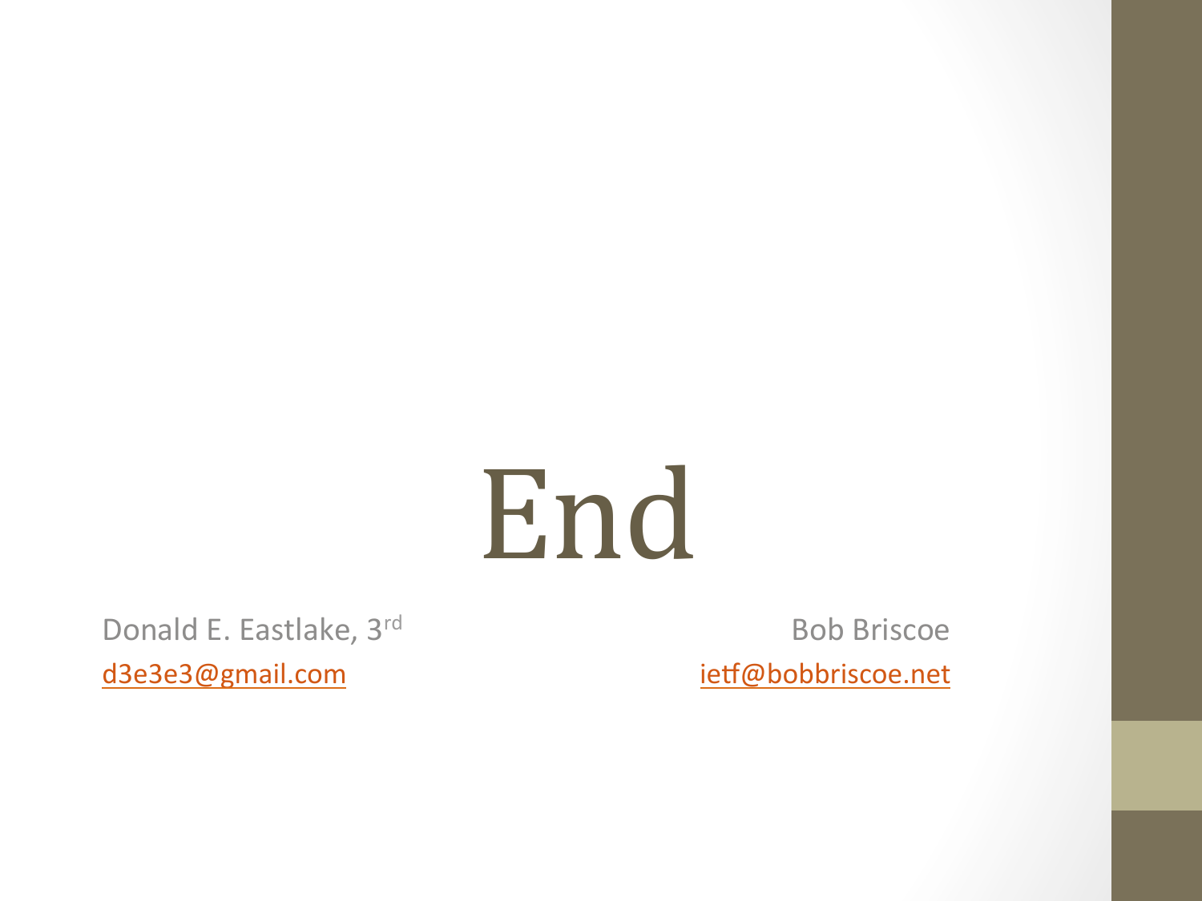# End

Donald E. Eastlake, 3rd
d3e3e3@gmail.com

Bob Briscoe
ietf@bobbriscoe.net